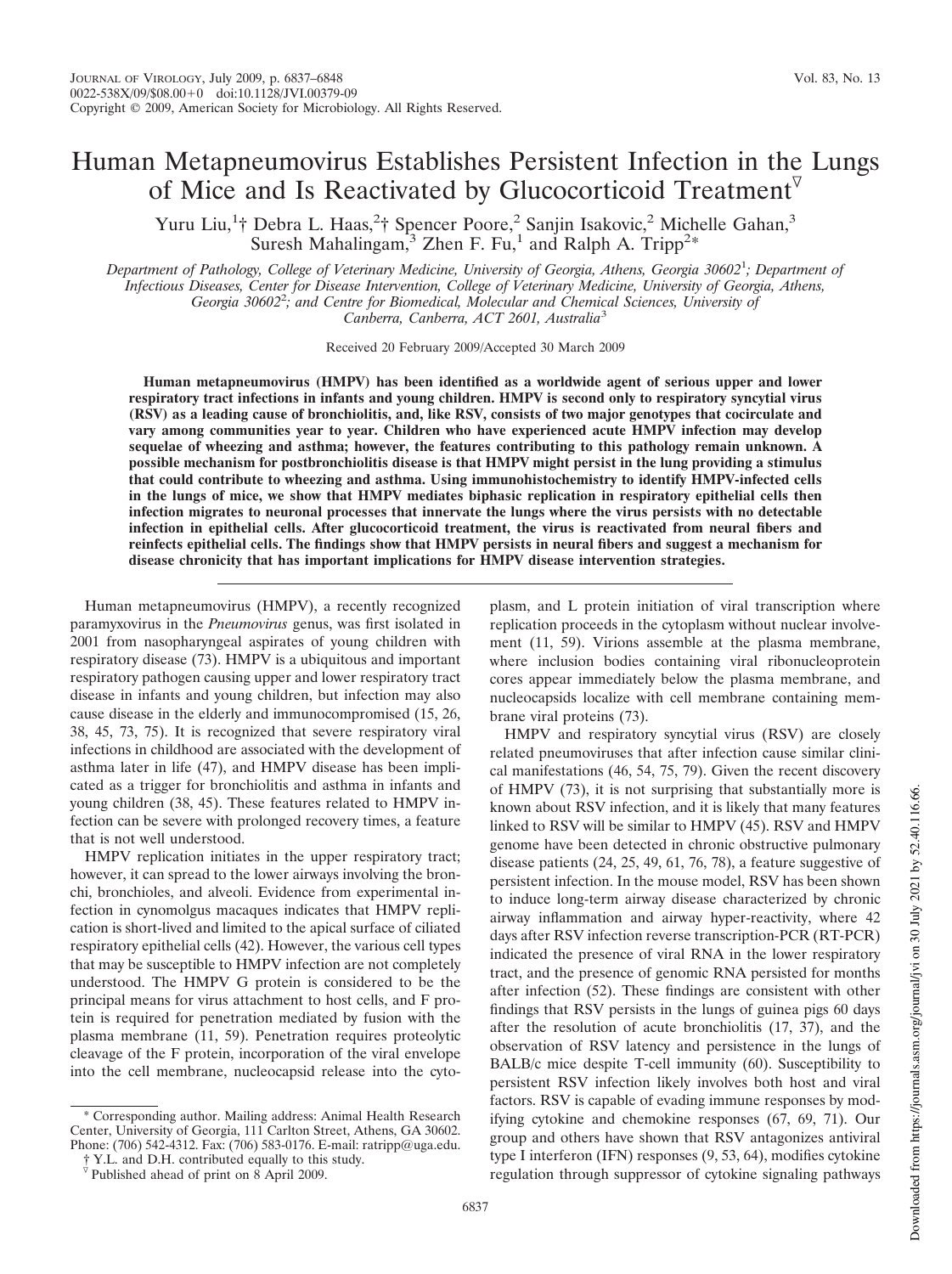# Human Metapneumovirus Establishes Persistent Infection in the Lungs of Mice and Is Reactivated by Glucocorticoid Treatment

Yuru Liu,[1]† Debra L. Haas,[2]† Spencer Poore,[2] Sanjin Isakovic,[2] Michelle Gahan,[3] Suresh Mahalingam,[3] Zhen F. Fu,[1] and Ralph A. Tripp[2]*

*Department of Pathology, College of Veterinary Medicine, University of Georgia, Athens, Georgia 30602[1]; Department of Infectious Diseases, Center for Disease Intervention, College of Veterinary Medicine, University of Georgia, Athens, Georgia 30602[2]; and Centre for Biomedical, Molecular and Chemical Sciences, University of Canberra, Canberra, ACT 2601, Australia[3]*

Received 20 February 2009/Accepted 30 March 2009

**Human metapneumovirus (HMPV) has been identified as a worldwide agent of serious upper and lower respiratory tract infections in infants and young children. HMPV is second only to respiratory syncytial virus (RSV) as a leading cause of bronchiolitis, and, like RSV, consists of two major genotypes that cocirculate and vary among communities year to year. Children who have experienced acute HMPV infection may develop sequelae of wheezing and asthma; however, the features contributing to this pathology remain unknown. A possible mechanism for postbronchiolitis disease is that HMPV might persist in the lung providing a stimulus that could contribute to wheezing and asthma. Using immunohistochemistry to identify HMPV-infected cells in the lungs of mice, we show that HMPV mediates biphasic replication in respiratory epithelial cells then infection migrates to neuronal processes that innervate the lungs where the virus persists with no detectable infection in epithelial cells. After glucocorticoid treatment, the virus is reactivated from neural fibers and reinfects epithelial cells. The findings show that HMPV persists in neural fibers and suggest a mechanism for disease chronicity that has important implications for HMPV disease intervention strategies.**

Human metapneumovirus (HMPV), a recently recognized paramyxovirus in the *Pneumovirus* genus, was first isolated in 2001 from nasopharyngeal aspirates of young children with respiratory disease (73). HMPV is a ubiquitous and important respiratory pathogen causing upper and lower respiratory tract disease in infants and young children, but infection may also cause disease in the elderly and immunocompromised (15, 26, 38, 45, 73, 75). It is recognized that severe respiratory viral infections in childhood are associated with the development of asthma later in life (47), and HMPV disease has been implicated as a trigger for bronchiolitis and asthma in infants and young children (38, 45). These features related to HMPV infection can be severe with prolonged recovery times, a feature that is not well understood.

HMPV replication initiates in the upper respiratory tract; however, it can spread to the lower airways involving the bronchi, bronchioles, and alveoli. Evidence from experimental infection in cynomolgus macaques indicates that HMPV replication is short-lived and limited to the apical surface of ciliated respiratory epithelial cells (42). However, the various cell types that may be susceptible to HMPV infection are not completely understood. The HMPV G protein is considered to be the principal means for virus attachment to host cells, and F protein is required for penetration mediated by fusion with the plasma membrane (11, 59). Penetration requires proteolytic cleavage of the F protein, incorporation of the viral envelope into the cell membrane, nucleocapsid release into the cytoplasm, and L protein initiation of viral transcription where replication proceeds in the cytoplasm without nuclear involvement (11, 59). Virions assemble at the plasma membrane, where inclusion bodies containing viral ribonucleoprotein cores appear immediately below the plasma membrane, and nucleocapsids localize with cell membrane containing membrane viral proteins (73).

HMPV and respiratory syncytial virus (RSV) are closely related pneumoviruses that after infection cause similar clinical manifestations (46, 54, 75, 79). Given the recent discovery of HMPV (73), it is not surprising that substantially more is known about RSV infection, and it is likely that many features linked to RSV will be similar to HMPV (45). RSV and HMPV genome have been detected in chronic obstructive pulmonary disease patients (24, 25, 49, 61, 76, 78), a feature suggestive of persistent infection. In the mouse model, RSV has been shown to induce long-term airway disease characterized by chronic airway inflammation and airway hyper-reactivity, where 42 days after RSV infection reverse transcription-PCR (RT-PCR) indicated the presence of viral RNA in the lower respiratory tract, and the presence of genomic RNA persisted for months after infection (52). These findings are consistent with other findings that RSV persists in the lungs of guinea pigs 60 days after the resolution of acute bronchiolitis (17, 37), and the observation of RSV latency and persistence in the lungs of BALB/c mice despite T-cell immunity (60). Susceptibility to persistent RSV infection likely involves both host and viral factors. RSV is capable of evading immune responses by modifying cytokine and chemokine responses (67, 69, 71). Our group and others have shown that RSV antagonizes antiviral type I interferon (IFN) responses (9, 53, 64), modifies cytokine regulation through suppressor of cytokine signaling pathways

\* Corresponding author. Mailing address: Animal Health Research Center, University of Georgia, 111 Carlton Street, Athens, GA 30602. Phone: (706) 542-4312. Fax: (706) 583-0176. E-mail: ratripp@uga.edu.

† Y.L. and D.H. contributed equally to this study.

▽ Published ahead of print on 8 April 2009.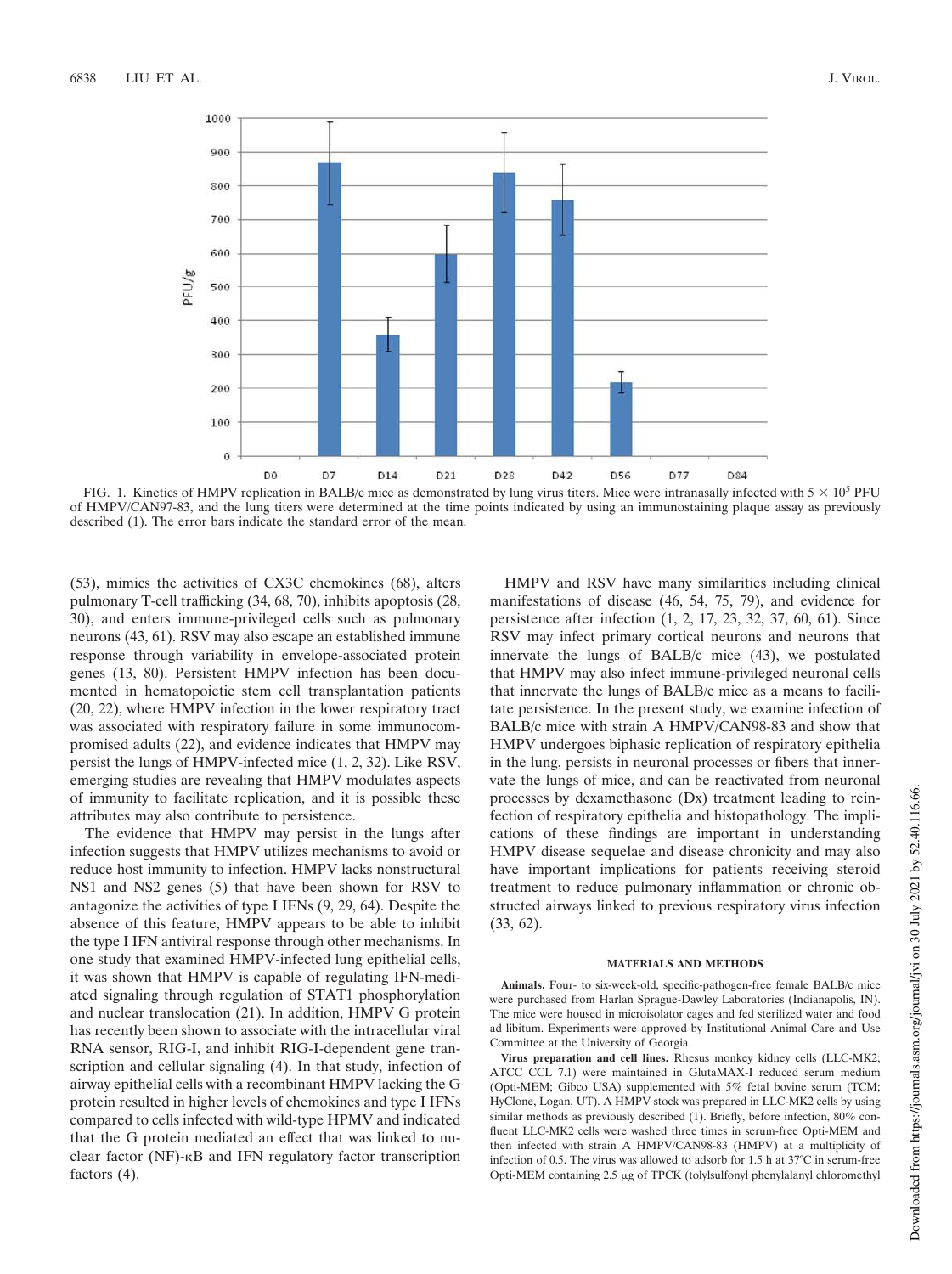FIG. 1. Kinetics of HMPV replication in BALB/c mice as demonstrated by lung virus titers. Mice were intranasally infected with $5 \times 10^5$ PFU of HMPV/CAN97-83, and the lung titers were determined at the time points indicated by using an immunostaining plaque assay as previously described (1). The error bars indicate the standard error of the mean.

(53), mimics the activities of CX3C chemokines (68), alters pulmonary T-cell trafficking (34, 68, 70), inhibits apoptosis (28, 30), and enters immune-privileged cells such as pulmonary neurons (43, 61). RSV may also escape an established immune response through variability in envelope-associated protein genes (13, 80). Persistent HMPV infection has been documented in hematopoietic stem cell transplantation patients (20, 22), where HMPV infection in the lower respiratory tract was associated with respiratory failure in some immunocompromised adults (22), and evidence indicates that HMPV may persist the lungs of HMPV-infected mice (1, 2, 32). Like RSV, emerging studies are revealing that HMPV modulates aspects of immunity to facilitate replication, and it is possible these attributes may also contribute to persistence.

The evidence that HMPV may persist in the lungs after infection suggests that HMPV utilizes mechanisms to avoid or reduce host immunity to infection. HMPV lacks nonstructural NS1 and NS2 genes (5) that have been shown for RSV to antagonize the activities of type I IFNs (9, 29, 64). Despite the absence of this feature, HMPV appears to be able to inhibit the type I IFN antiviral response through other mechanisms. In one study that examined HMPV-infected lung epithelial cells, it was shown that HMPV is capable of regulating IFN-mediated signaling through regulation of STAT1 phosphorylation and nuclear translocation (21). In addition, HMPV G protein has recently been shown to associate with the intracellular viral RNA sensor, RIG-I, and inhibit RIG-I-dependent gene transcription and cellular signaling (4). In that study, infection of airway epithelial cells with a recombinant HMPV lacking the G protein resulted in higher levels of chemokines and type I IFNs compared to cells infected with wild-type HPMV and indicated that the G protein mediated an effect that was linked to nuclear factor (NF)-κB and IFN regulatory factor transcription factors (4).

HMPV and RSV have many similarities including clinical manifestations of disease (46, 54, 75, 79), and evidence for persistence after infection (1, 2, 17, 23, 32, 37, 60, 61). Since RSV may infect primary cortical neurons and neurons that innervate the lungs of BALB/c mice (43), we postulated that HMPV may also infect immune-privileged neuronal cells that innervate the lungs of BALB/c mice as a means to facilitate persistence. In the present study, we examine infection of BALB/c mice with strain A HMPV/CAN98-83 and show that HMPV undergoes biphasic replication of respiratory epithelia in the lung, persists in neuronal processes or fibers that innervate the lungs of mice, and can be reactivated from neuronal processes by dexamethasone (Dx) treatment leading to reinfection of respiratory epithelia and histopathology. The implications of these findings are important in understanding HMPV disease sequelae and disease chronicity and may also have important implications for patients receiving steroid treatment to reduce pulmonary inflammation or chronic obstructed airways linked to previous respiratory virus infection (33, 62).

## MATERIALS AND METHODS

**Animals.** Four- to six-week-old, specific-pathogen-free female BALB/c mice were purchased from Harlan Sprague-Dawley Laboratories (Indianapolis, IN). The mice were housed in microisolator cages and fed sterilized water and food ad libitum. Experiments were approved by Institutional Animal Care and Use Committee at the University of Georgia.

**Virus preparation and cell lines.** Rhesus monkey kidney cells (LLC-MK2; ATCC CCL 7.1) were maintained in GlutaMAX-I reduced serum medium (Opti-MEM; Gibco USA) supplemented with 5% fetal bovine serum (TCM; HyClone, Logan, UT). A HMPV stock was prepared in LLC-MK2 cells by using similar methods as previously described (1). Briefly, before infection, 80% confluent LLC-MK2 cells were washed three times in serum-free Opti-MEM and then infected with strain A HMPV/CAN98-83 (HMPV) at a multiplicity of infection of 0.5. The virus was allowed to adsorb for 1.5 h at 37°C in serum-free Opti-MEM containing 2.5 μg of TPCK (tolylsulfonyl phenylalanyl chloromethyl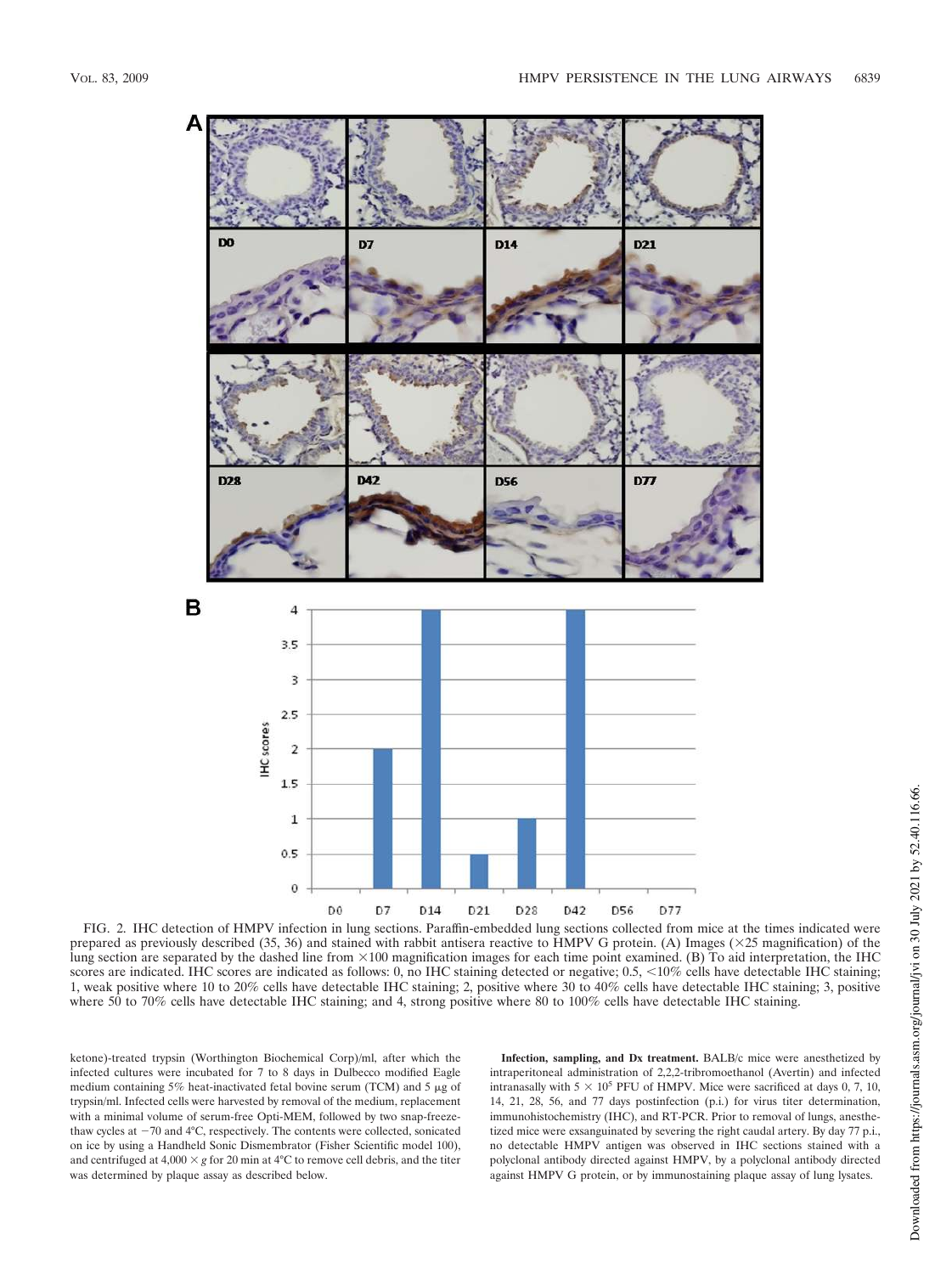FIG. 2. IHC detection of HMPV infection in lung sections. Paraffin-embedded lung sections collected from mice at the times indicated were prepared as previously described (35, 36) and stained with rabbit antisera reactive to HMPV G protein. (A) Images (×25 magnification) of the lung section are separated by the dashed line from ×100 magnification images for each time point examined. (B) To aid interpretation, the IHC scores are indicated. IHC scores are indicated as follows: 0, no IHC staining detected or negative; 0.5, <10% cells have detectable IHC staining; 1, weak positive where 10 to 20% cells have detectable IHC staining; 2, positive where 30 to 40% cells have detectable IHC staining; 3, positive where 50 to 70% cells have detectable IHC staining; and 4, strong positive where 80 to 100% cells have detectable IHC staining.

ketone)-treated trypsin (Worthington Biochemical Corp)/ml, after which the infected cultures were incubated for 7 to 8 days in Dulbecco modified Eagle medium containing 5% heat-inactivated fetal bovine serum (TCM) and 5 μg of trypsin/ml. Infected cells were harvested by removal of the medium, replacement with a minimal volume of serum-free Opti-MEM, followed by two snap-freeze-thaw cycles at −70 and 4°C, respectively. The contents were collected, sonicated on ice by using a Handheld Sonic Dismembrator (Fisher Scientific model 100), and centrifuged at 4,000 × *g* for 20 min at 4°C to remove cell debris, and the titer was determined by plaque assay as described below.

**Infection, sampling, and Dx treatment.** BALB/c mice were anesthetized by intraperitoneal administration of 2,2,2-tribromoethanol (Avertin) and infected intranasally with $5 \times 10^5$ PFU of HMPV. Mice were sacrificed at days 0, 7, 10, 14, 21, 28, 56, and 77 days postinfection (p.i.) for virus titer determination, immunohistochemistry (IHC), and RT-PCR. Prior to removal of lungs, anesthetized mice were exsanguinated by severing the right caudal artery. By day 77 p.i., no detectable HMPV antigen was observed in IHC sections stained with a polyclonal antibody directed against HMPV, by a polyclonal antibody directed against HMPV G protein, or by immunostaining plaque assay of lung lysates.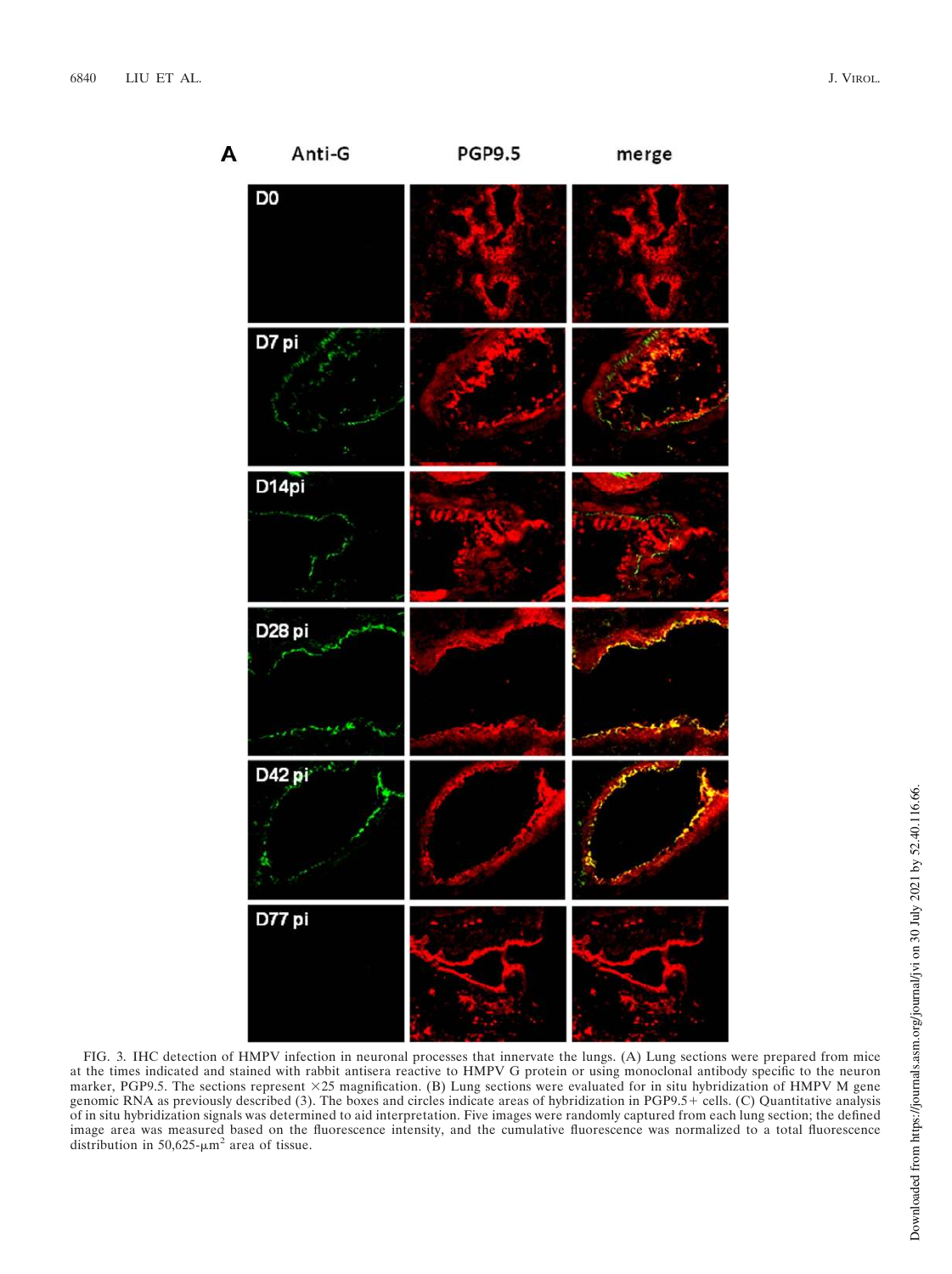FIG. 3. IHC detection of HMPV infection in neuronal processes that innervate the lungs. (A) Lung sections were prepared from mice at the times indicated and stained with rabbit antisera reactive to HMPV G protein or using monoclonal antibody specific to the neuron marker, PGP9.5. The sections represent ×25 magnification. (B) Lung sections were evaluated for in situ hybridization of HMPV M gene genomic RNA as previously described (3). The boxes and circles indicate areas of hybridization in PGP9.5+ cells. (C) Quantitative analysis of in situ hybridization signals was determined to aid interpretation. Five images were randomly captured from each lung section; the defined image area was measured based on the fluorescence intensity, and the cumulative fluorescence was normalized to a total fluorescence distribution in 50,625-$\mu m^2$ area of tissue.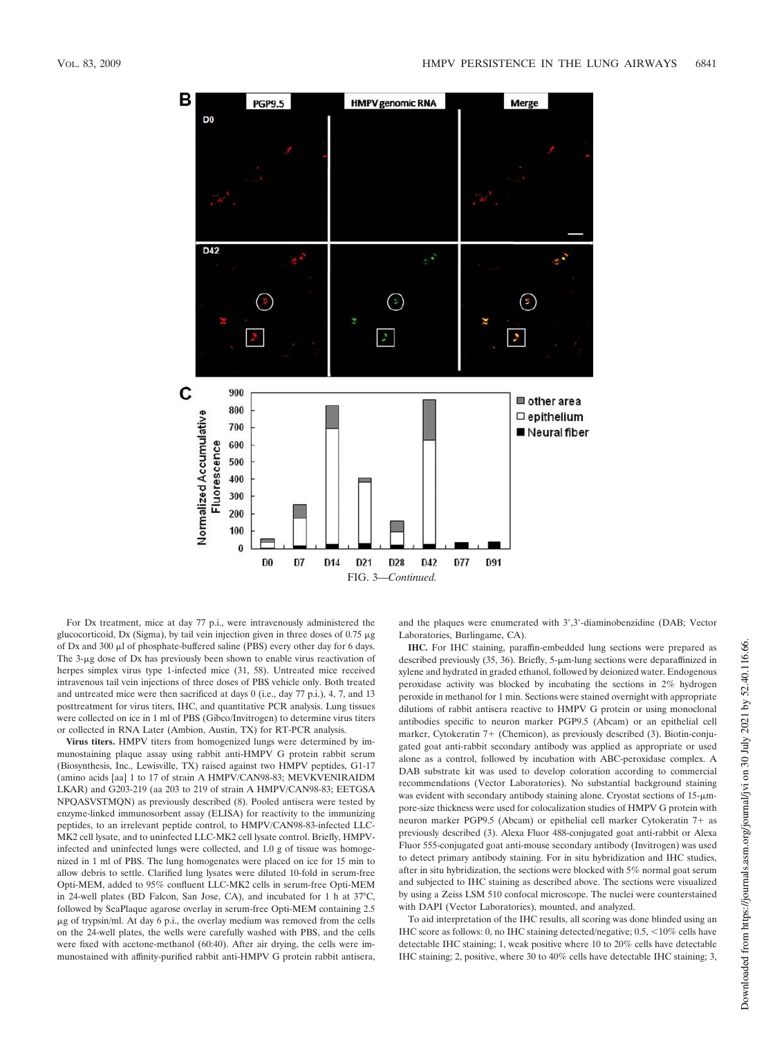FIG. 3—*Continued.*

For Dx treatment, mice at day 77 p.i., were intravenously administered the glucocorticoid, Dx (Sigma), by tail vein injection given in three doses of 0.75 μg of Dx and 300 μl of phosphate-buffered saline (PBS) every other day for 6 days. The 3-μg dose of Dx has previously been shown to enable virus reactivation of herpes simplex virus type 1-infected mice (31, 58). Untreated mice received intravenous tail vein injections of three doses of PBS vehicle only. Both treated and untreated mice were then sacrificed at days 0 (i.e., day 77 p.i.), 4, 7, and 13 posttreatment for virus titers, IHC, and quantitative PCR analysis. Lung tissues were collected on ice in 1 ml of PBS (Gibco/Invitrogen) to determine virus titers or collected in RNA Later (Ambion, Austin, TX) for RT-PCR analysis.

**Virus titers.** HMPV titers from homogenized lungs were determined by immunostaining plaque assay using rabbit anti-HMPV G protein rabbit serum (Biosynthesis, Inc., Lewisville, TX) raised against two HMPV peptides, G1-17 (amino acids [aa] 1 to 17 of strain A HMPV/CAN98-83; MEVKVENIRAIDM LKAR) and G203-219 (aa 203 to 219 of strain A HMPV/CAN98-83; EETGSA NPQASVSTMQN) as previously described (8). Pooled antisera were tested by enzyme-linked immunosorbent assay (ELISA) for reactivity to the immunizing peptides, to an irrelevant peptide control, to HMPV/CAN98-83-infected LLC-MK2 cell lysate, and to uninfected LLC-MK2 cell lysate control. Briefly, HMPV-infected and uninfected lungs were collected, and 1.0 g of tissue was homogenized in 1 ml of PBS. The lung homogenates were placed on ice for 15 min to allow debris to settle. Clarified lung lysates were diluted 10-fold in serum-free Opti-MEM, added to 95% confluent LLC-MK2 cells in serum-free Opti-MEM in 24-well plates (BD Falcon, San Jose, CA), and incubated for 1 h at 37°C, followed by SeaPlaque agarose overlay in serum-free Opti-MEM containing 2.5 μg of trypsin/ml. At day 6 p.i., the overlay medium was removed from the cells on the 24-well plates, the wells were carefully washed with PBS, and the cells were fixed with acetone-methanol (60:40). After air drying, the cells were immunostained with affinity-purified rabbit anti-HMPV G protein rabbit antisera, and the plaques were enumerated with 3′,3′-diaminobenzidine (DAB; Vector Laboratories, Burlingame, CA).

**IHC.** For IHC staining, paraffin-embedded lung sections were prepared as described previously (35, 36). Briefly, 5-μm-lung sections were deparaffinized in xylene and hydrated in graded ethanol, followed by deionized water. Endogenous peroxidase activity was blocked by incubating the sections in 2% hydrogen peroxide in methanol for 1 min. Sections were stained overnight with appropriate dilutions of rabbit antisera reactive to HMPV G protein or using monoclonal antibodies specific to neuron marker PGP9.5 (Abcam) or an epithelial cell marker, Cytokeratin 7+ (Chemicon), as previously described (3). Biotin-conjugated goat anti-rabbit secondary antibody was applied as appropriate or used alone as a control, followed by incubation with ABC-peroxidase complex. A DAB substrate kit was used to develop coloration according to commercial recommendations (Vector Laboratories). No substantial background staining was evident with secondary antibody staining alone. Cryostat sections of 15-μm-pore-size thickness were used for colocalization studies of HMPV G protein with neuron marker PGP9.5 (Abcam) or epithelial cell marker Cytokeratin 7+ as previously described (3). Alexa Fluor 488-conjugated goat anti-rabbit or Alexa Fluor 555-conjugated goat anti-mouse secondary antibody (Invitrogen) was used to detect primary antibody staining. For in situ hybridization and IHC studies, after in situ hybridization, the sections were blocked with 5% normal goat serum and subjected to IHC staining as described above. The sections were visualized by using a Zeiss LSM 510 confocal microscope. The nuclei were counterstained with DAPI (Vector Laboratories), mounted, and analyzed.

To aid interpretation of the IHC results, all scoring was done blinded using an IHC score as follows: 0, no IHC staining detected/negative; 0.5, <10% cells have detectable IHC staining; 1, weak positive where 10 to 20% cells have detectable IHC staining; 2, positive, where 30 to 40% cells have detectable IHC staining; 3,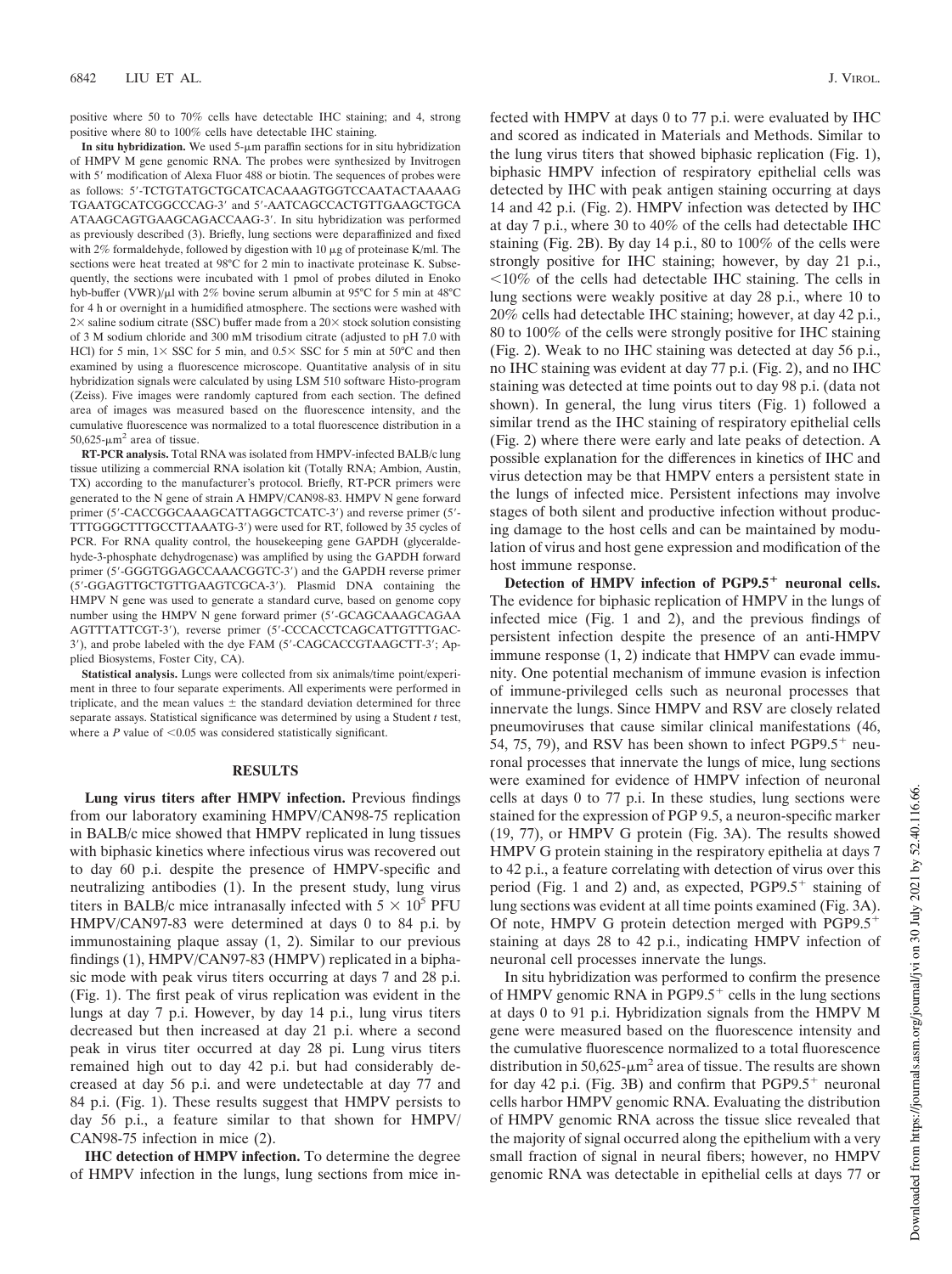positive where 50 to 70% cells have detectable IHC staining; and 4, strong positive where 80 to 100% cells have detectable IHC staining.

**In situ hybridization.** We used 5-μm paraffin sections for in situ hybridization of HMPV M gene genomic RNA. The probes were synthesized by Invitrogen with 5′ modification of Alexa Fluor 488 or biotin. The sequences of probes were as follows: 5′-TCTGTATGCTGCATCACAAAGTGGTCCAATACTAAAAG TGAATGCATCGGCCCAG-3′ and 5′-AATCAGCCACTGTTGAAGCTGCA ATAAGCAGTGAAGCAGACCAAG-3′. In situ hybridization was performed as previously described (3). Briefly, lung sections were deparaffinized and fixed with 2% formaldehyde, followed by digestion with 10 μg of proteinase K/ml. The sections were heat treated at 98°C for 2 min to inactivate proteinase K. Subsequently, the sections were incubated with 1 pmol of probes diluted in Enoko hyb-buffer (VWR)/μl with 2% bovine serum albumin at 95°C for 5 min at 48°C for 4 h or overnight in a humidified atmosphere. The sections were washed with 2× saline sodium citrate (SSC) buffer made from a 20× stock solution consisting of 3 M sodium chloride and 300 mM trisodium citrate (adjusted to pH 7.0 with HCl) for 5 min, 1× SSC for 5 min, and 0.5× SSC for 5 min at 50°C and then examined by using a fluorescence microscope. Quantitative analysis of in situ hybridization signals were calculated by using LSM 510 software Histo-program (Zeiss). Five images were randomly captured from each section. The defined area of images was measured based on the fluorescence intensity, and the cumulative fluorescence was normalized to a total fluorescence distribution in a 50,625-$\mu m^2$ area of tissue.

**RT-PCR analysis.** Total RNA was isolated from HMPV-infected BALB/c lung tissue utilizing a commercial RNA isolation kit (Totally RNA; Ambion, Austin, TX) according to the manufacturer's protocol. Briefly, RT-PCR primers were generated to the N gene of strain A HMPV/CAN98-83. HMPV N gene forward primer (5′-CACCGGCAAAGCATTAGGCTCATC-3′) and reverse primer (5′-TTTGGGCTTTGCCTTAAATG-3′) were used for RT, followed by 35 cycles of PCR. For RNA quality control, the housekeeping gene GAPDH (glyceraldehyde-3-phosphate dehydrogenase) was amplified by using the GAPDH forward primer (5′-GGGTGGAGCCAAACGGTC-3′) and the GAPDH reverse primer (5′-GGAGTTGCTGTTGAAGTCGCA-3′). Plasmid DNA containing the HMPV N gene was used to generate a standard curve, based on genome copy number using the HMPV N gene forward primer (5′-GCAGCAAAGCAGAA AGTTTATTCGT-3′), reverse primer (5′-CCCACCTCAGCATTGTTTGAC-3′), and probe labeled with the dye FAM (5′-CAGCACCGTAAGCTT-3′; Applied Biosystems, Foster City, CA).

**Statistical analysis.** Lungs were collected from six animals/time point/experiment in three to four separate experiments. All experiments were performed in triplicate, and the mean values ± the standard deviation determined for three separate assays. Statistical significance was determined by using a Student *t* test, where a $P$ value of $<0.05$ was considered statistically significant.

## RESULTS

**Lung virus titers after HMPV infection.** Previous findings from our laboratory examining HMPV/CAN98-75 replication in BALB/c mice showed that HMPV replicated in lung tissues with biphasic kinetics where infectious virus was recovered out to day 60 p.i. despite the presence of HMPV-specific and neutralizing antibodies (1). In the present study, lung virus titers in BALB/c mice intranasally infected with $5 \times 10^5$ PFU HMPV/CAN97-83 were determined at days 0 to 84 p.i. by immunostaining plaque assay (1, 2). Similar to our previous findings (1), HMPV/CAN97-83 (HMPV) replicated in a biphasic mode with peak virus titers occurring at days 7 and 28 p.i. (Fig. 1). The first peak of virus replication was evident in the lungs at day 7 p.i. However, by day 14 p.i., lung virus titers decreased but then increased at day 21 p.i. where a second peak in virus titer occurred at day 28 pi. Lung virus titers remained high out to day 42 p.i. but had considerably decreased at day 56 p.i. and were undetectable at day 77 and 84 p.i. (Fig. 1). These results suggest that HMPV persists to day 56 p.i., a feature similar to that shown for HMPV/CAN98-75 infection in mice (2).

**IHC detection of HMPV infection.** To determine the degree of HMPV infection in the lungs, lung sections from mice infected with HMPV at days 0 to 77 p.i. were evaluated by IHC and scored as indicated in Materials and Methods. Similar to the lung virus titers that showed biphasic replication (Fig. 1), biphasic HMPV infection of respiratory epithelial cells was detected by IHC with peak antigen staining occurring at days 14 and 42 p.i. (Fig. 2). HMPV infection was detected by IHC at day 7 p.i., where 30 to 40% of the cells had detectable IHC staining (Fig. 2B). By day 14 p.i., 80 to 100% of the cells were strongly positive for IHC staining; however, by day 21 p.i., <10% of the cells had detectable IHC staining. The cells in lung sections were weakly positive at day 28 p.i., where 10 to 20% cells had detectable IHC staining; however, at day 42 p.i., 80 to 100% of the cells were strongly positive for IHC staining (Fig. 2). Weak to no IHC staining was detected at day 56 p.i., no IHC staining was evident at day 77 p.i. (Fig. 2), and no IHC staining was detected at time points out to day 98 p.i. (data not shown). In general, the lung virus titers (Fig. 1) followed a similar trend as the IHC staining of respiratory epithelial cells (Fig. 2) where there were early and late peaks of detection. A possible explanation for the differences in kinetics of IHC and virus detection may be that HMPV enters a persistent state in the lungs of infected mice. Persistent infections may involve stages of both silent and productive infection without producing damage to the host cells and can be maintained by modulation of virus and host gene expression and modification of the host immune response.

**Detection of HMPV infection of PGP9.5$^+$ neuronal cells.** The evidence for biphasic replication of HMPV in the lungs of infected mice (Fig. 1 and 2), and the previous findings of persistent infection despite the presence of an anti-HMPV immune response (1, 2) indicate that HMPV can evade immunity. One potential mechanism of immune evasion is infection of immune-privileged cells such as neuronal processes that innervate the lungs. Since HMPV and RSV are closely related pneumoviruses that cause similar clinical manifestations (46, 54, 75, 79), and RSV has been shown to infect PGP9.5$^+$ neuronal processes that innervate the lungs of mice, lung sections were examined for evidence of HMPV infection of neuronal cells at days 0 to 77 p.i. In these studies, lung sections were stained for the expression of PGP 9.5, a neuron-specific marker (19, 77), or HMPV G protein (Fig. 3A). The results showed HMPV G protein staining in the respiratory epithelia at days 7 to 42 p.i., a feature correlating with detection of virus over this period (Fig. 1 and 2) and, as expected, PGP9.5$^+$ staining of lung sections was evident at all time points examined (Fig. 3A). Of note, HMPV G protein detection merged with PGP9.5$^+$ staining at days 28 to 42 p.i., indicating HMPV infection of neuronal cell processes innervate the lungs.

In situ hybridization was performed to confirm the presence of HMPV genomic RNA in PGP9.5$^+$ cells in the lung sections at days 0 to 91 p.i. Hybridization signals from the HMPV M gene were measured based on the fluorescence intensity and the cumulative fluorescence normalized to a total fluorescence distribution in 50,625-$\mu m^2$ area of tissue. The results are shown for day 42 p.i. (Fig. 3B) and confirm that PGP9.5$^+$ neuronal cells harbor HMPV genomic RNA. Evaluating the distribution of HMPV genomic RNA across the tissue slice revealed that the majority of signal occurred along the epithelium with a very small fraction of signal in neural fibers; however, no HMPV genomic RNA was detectable in epithelial cells at days 77 or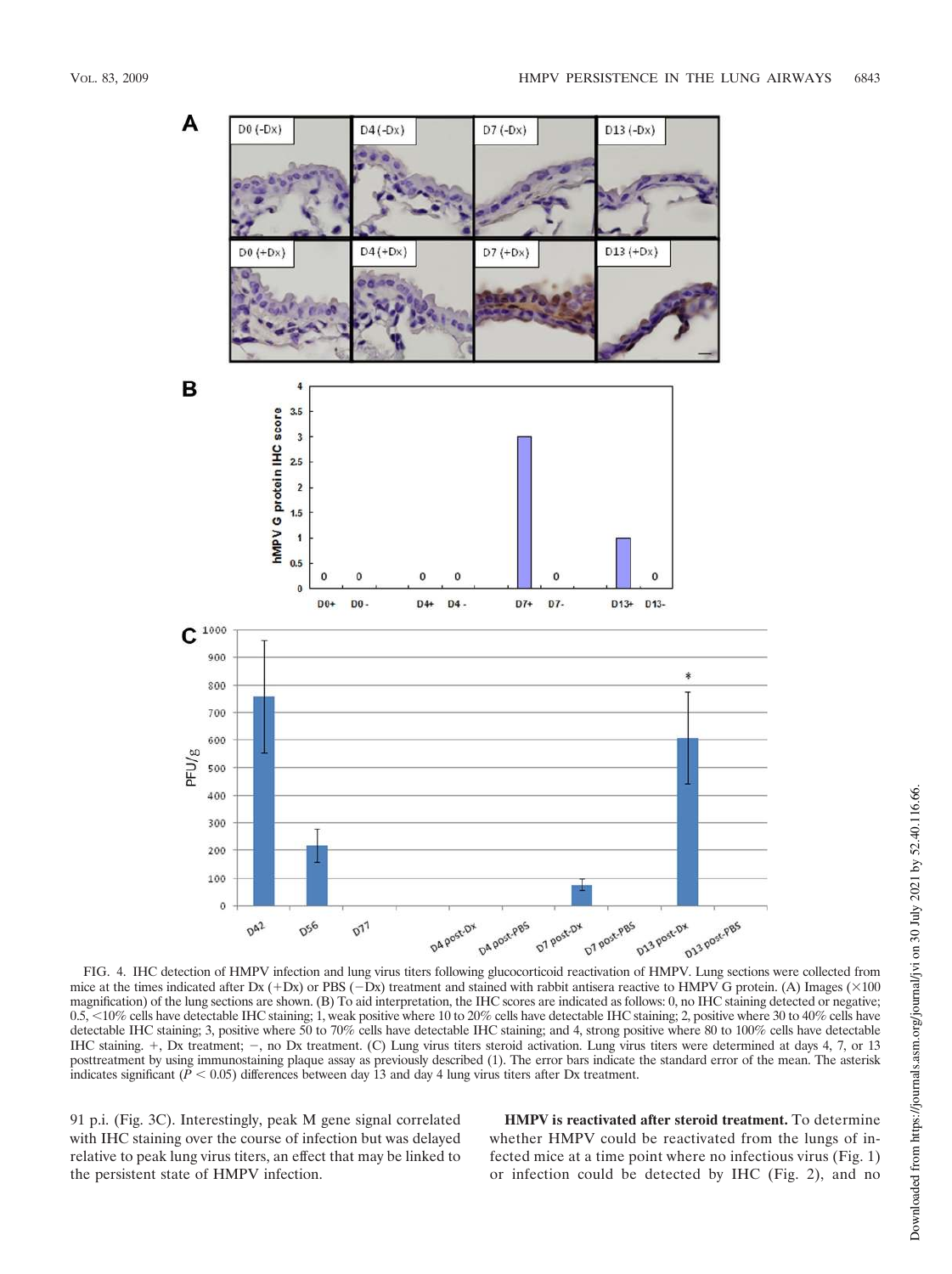FIG. 4. IHC detection of HMPV infection and lung virus titers following glucocorticoid reactivation of HMPV. Lung sections were collected from mice at the times indicated after Dx (+Dx) or PBS (−Dx) treatment and stained with rabbit antisera reactive to HMPV G protein. (A) Images (×100 magnification) of the lung sections are shown. (B) To aid interpretation, the IHC scores are indicated as follows: 0, no IHC staining detected or negative; 0.5, <10% cells have detectable IHC staining; 1, weak positive where 10 to 20% cells have detectable IHC staining; 2, positive where 30 to 40% cells have detectable IHC staining; 3, positive where 50 to 70% cells have detectable IHC staining; and 4, strong positive where 80 to 100% cells have detectable IHC staining. +, Dx treatment; −, no Dx treatment. (C) Lung virus titers steroid activation. Lung virus titers were determined at days 4, 7, or 13 posttreatment by using immunostaining plaque assay as previously described (1). The error bars indicate the standard error of the mean. The asterisk indicates significant ($P < 0.05$) differences between day 13 and day 4 lung virus titers after Dx treatment.

91 p.i. (Fig. 3C). Interestingly, peak M gene signal correlated with IHC staining over the course of infection but was delayed relative to peak lung virus titers, an effect that may be linked to the persistent state of HMPV infection.

**HMPV is reactivated after steroid treatment.** To determine whether HMPV could be reactivated from the lungs of infected mice at a time point where no infectious virus (Fig. 1) or infection could be detected by IHC (Fig. 2), and no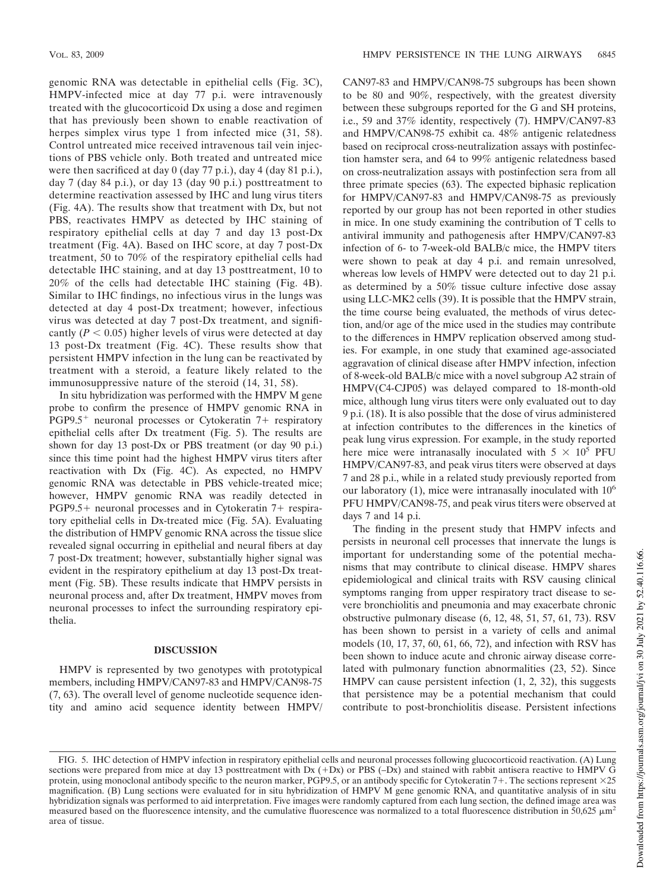genomic RNA was detectable in epithelial cells (Fig. 3C), HMPV-infected mice at day 77 p.i. were intravenously treated with the glucocorticoid Dx using a dose and regimen that has previously been shown to enable reactivation of herpes simplex virus type 1 from infected mice (31, 58). Control untreated mice received intravenous tail vein injections of PBS vehicle only. Both treated and untreated mice were then sacrificed at day 0 (day 77 p.i.), day 4 (day 81 p.i.), day 7 (day 84 p.i.), or day 13 (day 90 p.i.) posttreatment to determine reactivation assessed by IHC and lung virus titers (Fig. 4A). The results show that treatment with Dx, but not PBS, reactivates HMPV as detected by IHC staining of respiratory epithelial cells at day 7 and day 13 post-Dx treatment (Fig. 4A). Based on IHC score, at day 7 post-Dx treatment, 50 to 70% of the respiratory epithelial cells had detectable IHC staining, and at day 13 posttreatment, 10 to 20% of the cells had detectable IHC staining (Fig. 4B). Similar to IHC findings, no infectious virus in the lungs was detected at day 4 post-Dx treatment; however, infectious virus was detected at day 7 post-Dx treatment, and significantly ($P < 0.05$) higher levels of virus were detected at day 13 post-Dx treatment (Fig. 4C). These results show that persistent HMPV infection in the lung can be reactivated by treatment with a steroid, a feature likely related to the immunosuppressive nature of the steroid (14, 31, 58).

In situ hybridization was performed with the HMPV M gene probe to confirm the presence of HMPV genomic RNA in PGP9.5$^+$ neuronal processes or Cytokeratin 7+ respiratory epithelial cells after Dx treatment (Fig. 5). The results are shown for day 13 post-Dx or PBS treatment (or day 90 p.i.) since this time point had the highest HMPV virus titers after reactivation with Dx (Fig. 4C). As expected, no HMPV genomic RNA was detectable in PBS vehicle-treated mice; however, HMPV genomic RNA was readily detected in PGP9.5+ neuronal processes and in Cytokeratin 7+ respiratory epithelial cells in Dx-treated mice (Fig. 5A). Evaluating the distribution of HMPV genomic RNA across the tissue slice revealed signal occurring in epithelial and neural fibers at day 7 post-Dx treatment; however, substantially higher signal was evident in the respiratory epithelium at day 13 post-Dx treatment (Fig. 5B). These results indicate that HMPV persists in neuronal process and, after Dx treatment, HMPV moves from neuronal processes to infect the surrounding respiratory epithelia.

## DISCUSSION

HMPV is represented by two genotypes with prototypical members, including HMPV/CAN97-83 and HMPV/CAN98-75 (7, 63). The overall level of genome nucleotide sequence identity and amino acid sequence identity between HMPV/CAN97-83 and HMPV/CAN98-75 subgroups has been shown to be 80 and 90%, respectively, with the greatest diversity between these subgroups reported for the G and SH proteins, i.e., 59 and 37% identity, respectively (7). HMPV/CAN97-83 and HMPV/CAN98-75 exhibit ca. 48% antigenic relatedness based on reciprocal cross-neutralization assays with postinfection hamster sera, and 64 to 99% antigenic relatedness based on cross-neutralization assays with postinfection sera from all three primate species (63). The expected biphasic replication for HMPV/CAN97-83 and HMPV/CAN98-75 as previously reported by our group has not been reported in other studies in mice. In one study examining the contribution of T cells to antiviral immunity and pathogenesis after HMPV/CAN97-83 infection of 6- to 7-week-old BALB/c mice, the HMPV titers were shown to peak at day 4 p.i. and remain unresolved, whereas low levels of HMPV were detected out to day 21 p.i. as determined by a 50% tissue culture infective dose assay using LLC-MK2 cells (39). It is possible that the HMPV strain, the time course being evaluated, the methods of virus detection, and/or age of the mice used in the studies may contribute to the differences in HMPV replication observed among studies. For example, in one study that examined age-associated aggravation of clinical disease after HMPV infection, infection of 8-week-old BALB/c mice with a novel subgroup A2 strain of HMPV(C4-CJP05) was delayed compared to 18-month-old mice, although lung virus titers were only evaluated out to day 9 p.i. (18). It is also possible that the dose of virus administered at infection contributes to the differences in the kinetics of peak lung virus expression. For example, in the study reported here mice were intranasally inoculated with $5 \times 10^5$ PFU HMPV/CAN97-83, and peak virus titers were observed at days 7 and 28 p.i., while in a related study previously reported from our laboratory (1), mice were intranasally inoculated with $10^6$ PFU HMPV/CAN98-75, and peak virus titers were observed at days 7 and 14 p.i.

The finding in the present study that HMPV infects and persists in neuronal cell processes that innervate the lungs is important for understanding some of the potential mechanisms that may contribute to clinical disease. HMPV shares epidemiological and clinical traits with RSV causing clinical symptoms ranging from upper respiratory tract disease to severe bronchiolitis and pneumonia and may exacerbate chronic obstructive pulmonary disease (6, 12, 48, 51, 57, 61, 73). RSV has been shown to persist in a variety of cells and animal models (10, 17, 37, 60, 61, 66, 72), and infection with RSV has been shown to induce acute and chronic airway disease correlated with pulmonary function abnormalities (23, 52). Since HMPV can cause persistent infection (1, 2, 32), this suggests that persistence may be a potential mechanism that could contribute to post-bronchiolitis disease. Persistent infections

FIG. 5. IHC detection of HMPV infection in respiratory epithelial cells and neuronal processes following glucocorticoid reactivation. (A) Lung sections were prepared from mice at day 13 posttreatment with Dx (+Dx) or PBS (–Dx) and stained with rabbit antisera reactive to HMPV G protein, using monoclonal antibody specific to the neuron marker, PGP9.5, or an antibody specific for Cytokeratin 7+. The sections represent ×25 magnification. (B) Lung sections were evaluated for in situ hybridization of HMPV M gene genomic RNA, and quantitative analysis of in situ hybridization signals was performed to aid interpretation. Five images were randomly captured from each lung section, the defined image area was measured based on the fluorescence intensity, and the cumulative fluorescence was normalized to a total fluorescence distribution in 50,625 $\mu m^2$ area of tissue.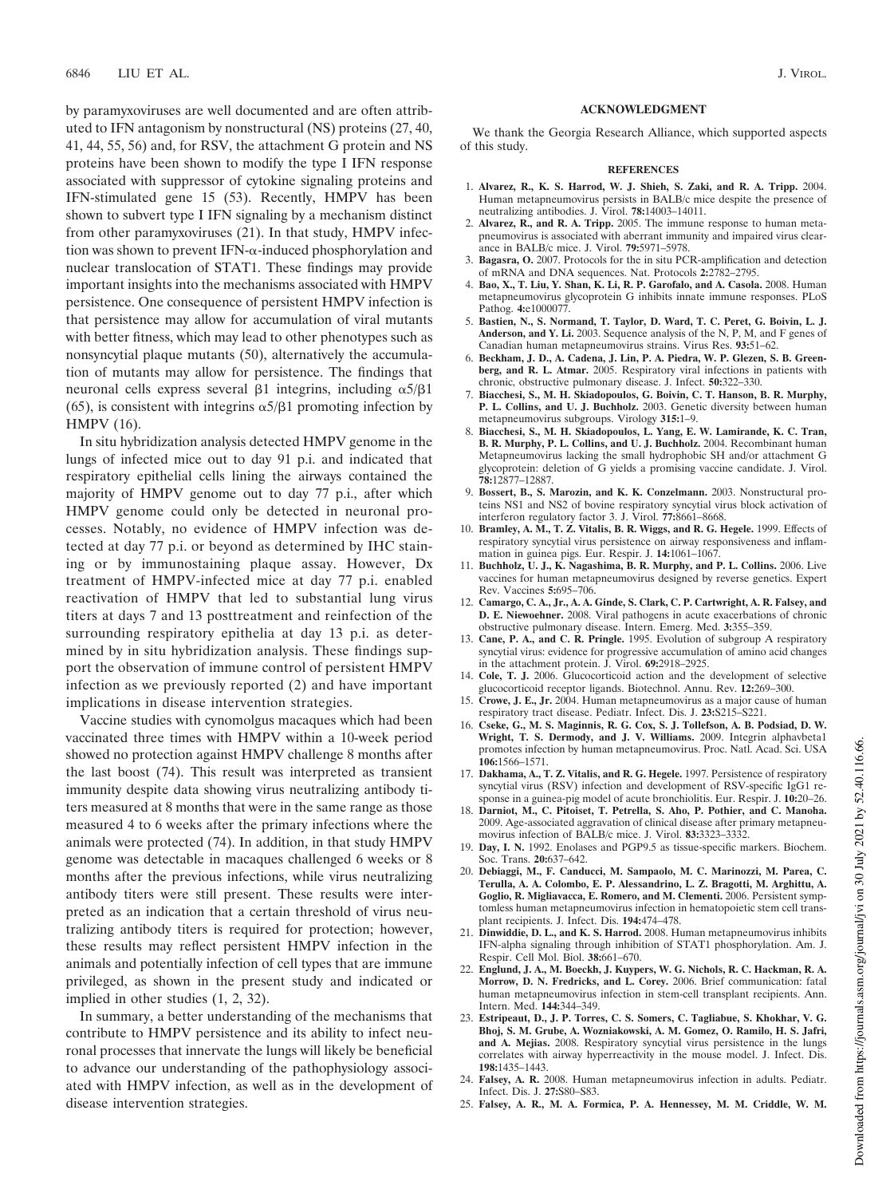by paramyxoviruses are well documented and are often attributed to IFN antagonism by nonstructural (NS) proteins (27, 40, 41, 44, 55, 56) and, for RSV, the attachment G protein and NS proteins have been shown to modify the type I IFN response associated with suppressor of cytokine signaling proteins and IFN-stimulated gene 15 (53). Recently, HMPV has been shown to subvert type I IFN signaling by a mechanism distinct from other paramyxoviruses (21). In that study, HMPV infection was shown to prevent IFN-$\alpha$-induced phosphorylation and nuclear translocation of STAT1. These findings may provide important insights into the mechanisms associated with HMPV persistence. One consequence of persistent HMPV infection is that persistence may allow for accumulation of viral mutants with better fitness, which may lead to other phenotypes such as nonsyncytial plaque mutants (50), alternatively the accumulation of mutants may allow for persistence. The findings that neuronal cells express several $\beta$1 integrins, including $\alpha5/\beta1$ (65), is consistent with integrins $\alpha5/\beta1$ promoting infection by HMPV (16).

In situ hybridization analysis detected HMPV genome in the lungs of infected mice out to day 91 p.i. and indicated that respiratory epithelial cells lining the airways contained the majority of HMPV genome out to day 77 p.i., after which HMPV genome could only be detected in neuronal processes. Notably, no evidence of HMPV infection was detected at day 77 p.i. or beyond as determined by IHC staining or by immunostaining plaque assay. However, Dx treatment of HMPV-infected mice at day 77 p.i. enabled reactivation of HMPV that led to substantial lung virus titers at days 7 and 13 posttreatment and reinfection of the surrounding respiratory epithelia at day 13 p.i. as determined by in situ hybridization analysis. These findings support the observation of immune control of persistent HMPV infection as we previously reported (2) and have important implications in disease intervention strategies.

Vaccine studies with cynomolgus macaques which had been vaccinated three times with HMPV within a 10-week period showed no protection against HMPV challenge 8 months after the last boost (74). This result was interpreted as transient immunity despite data showing virus neutralizing antibody titers measured at 8 months that were in the same range as those measured 4 to 6 weeks after the primary infections where the animals were protected (74). In addition, in that study HMPV genome was detectable in macaques challenged 6 weeks or 8 months after the previous infections, while virus neutralizing antibody titers were still present. These results were interpreted as an indication that a certain threshold of virus neutralizing antibody titers is required for protection; however, these results may reflect persistent HMPV infection in the animals and potentially infection of cell types that are immune privileged, as shown in the present study and indicated or implied in other studies (1, 2, 32).

In summary, a better understanding of the mechanisms that contribute to HMPV persistence and its ability to infect neuronal processes that innervate the lungs will likely be beneficial to advance our understanding of the pathophysiology associated with HMPV infection, as well as in the development of disease intervention strategies.

## ACKNOWLEDGMENT

We thank the Georgia Research Alliance, which supported aspects of this study.

## REFERENCES

1. **Alvarez, R., K. S. Harrod, W. J. Shieh, S. Zaki, and R. A. Tripp.** 2004. Human metapneumovirus persists in BALB/c mice despite the presence of neutralizing antibodies. J. Virol. **78:**14003–14011.
2. **Alvarez, R., and R. A. Tripp.** 2005. The immune response to human metapneumovirus is associated with aberrant immunity and impaired virus clearance in BALB/c mice. J. Virol. **79:**5971–5978.
3. **Bagasra, O.** 2007. Protocols for the in situ PCR-amplification and detection of mRNA and DNA sequences. Nat. Protocols **2:**2782–2795.
4. **Bao, X., T. Liu, Y. Shan, K. Li, R. P. Garofalo, and A. Casola.** 2008. Human metapneumovirus glycoprotein G inhibits innate immune responses. PLoS Pathog. **4:**e1000077.
5. **Bastien, N., S. Normand, T. Taylor, D. Ward, T. C. Peret, G. Boivin, L. J. Anderson, and Y. Li.** 2003. Sequence analysis of the N, P, M, and F genes of Canadian human metapneumovirus strains. Virus Res. **93:**51–62.
6. **Beckham, J. D., A. Cadena, J. Lin, P. A. Piedra, W. P. Glezen, S. B. Greenberg, and R. L. Atmar.** 2005. Respiratory viral infections in patients with chronic, obstructive pulmonary disease. J. Infect. **50:**322–330.
7. **Biacchesi, S., M. H. Skiadopoulos, G. Boivin, C. T. Hanson, B. R. Murphy, P. L. Collins, and U. J. Buchholz.** 2003. Genetic diversity between human metapneumovirus subgroups. Virology **315:**1–9.
8. **Biacchesi, S., M. H. Skiadopoulos, L. Yang, E. W. Lamirande, K. C. Tran, B. R. Murphy, P. L. Collins, and U. J. Buchholz.** 2004. Recombinant human Metapneumovirus lacking the small hydrophobic SH and/or attachment G glycoprotein: deletion of G yields a promising vaccine candidate. J. Virol. **78:**12877–12887.
9. **Bossert, B., S. Marozin, and K. K. Conzelmann.** 2003. Nonstructural proteins NS1 and NS2 of bovine respiratory syncytial virus block activation of interferon regulatory factor 3. J. Virol. **77:**8661–8668.
10. **Bramley, A. M., T. Z. Vitalis, B. R. Wiggs, and R. G. Hegele.** 1999. Effects of respiratory syncytial virus persistence on airway responsiveness and inflammation in guinea pigs. Eur. Respir. J. **14:**1061–1067.
11. **Buchholz, U. J., K. Nagashima, B. R. Murphy, and P. L. Collins.** 2006. Live vaccines for human metapneumovirus designed by reverse genetics. Expert Rev. Vaccines **5:**695–706.
12. **Camargo, C. A., Jr., A. A. Ginde, S. Clark, C. P. Cartwright, A. R. Falsey, and D. E. Niewoehner.** 2008. Viral pathogens in acute exacerbations of chronic obstructive pulmonary disease. Intern. Emerg. Med. **3:**355–359.
13. **Cane, P. A., and C. R. Pringle.** 1995. Evolution of subgroup A respiratory syncytial virus: evidence for progressive accumulation of amino acid changes in the attachment protein. J. Virol. **69:**2918–2925.
14. **Cole, T. J.** 2006. Glucocorticoid action and the development of selective glucocorticoid receptor ligands. Biotechnol. Annu. Rev. **12:**269–300.
15. **Crowe, J. E., Jr.** 2004. Human metapneumovirus as a major cause of human respiratory tract disease. Pediatr. Infect. Dis. J. **23:**S215–S221.
16. **Cseke, G., M. S. Maginnis, R. G. Cox, S. J. Tollefson, A. B. Podsiad, D. W. Wright, T. S. Dermody, and J. V. Williams.** 2009. Integrin alphavbeta1 promotes infection by human metapneumovirus. Proc. Natl. Acad. Sci. USA **106:**1566–1571.
17. **Dakhama, A., T. Z. Vitalis, and R. G. Hegele.** 1997. Persistence of respiratory syncytial virus (RSV) infection and development of RSV-specific IgG1 response in a guinea-pig model of acute bronchiolitis. Eur. Respir. J. **10:**20–26.
18. **Darniot, M., C. Pitoiset, T. Petrella, S. Aho, P. Pothier, and C. Manoha.** 2009. Age-associated aggravation of clinical disease after primary metapneumovirus infection of BALB/c mice. J. Virol. **83:**3323–3332.
19. **Day, I. N.** 1992. Enolases and PGP9.5 as tissue-specific markers. Biochem. Soc. Trans. **20:**637–642.
20. **Debiaggi, M., F. Canducci, M. Sampaolo, M. C. Marinozzi, M. Parea, C. Terulla, A. A. Colombo, E. P. Alessandrino, L. Z. Bragotti, M. Arghittu, A. Goglio, R. Migliavacca, E. Romero, and M. Clementi.** 2006. Persistent symptomless human metapneumovirus infection in hematopoietic stem cell transplant recipients. J. Infect. Dis. **194:**474–478.
21. **Dinwiddie, D. L., and K. S. Harrod.** 2008. Human metapneumovirus inhibits IFN-alpha signaling through inhibition of STAT1 phosphorylation. Am. J. Respir. Cell Mol. Biol. **38:**661–670.
22. **Englund, J. A., M. Boeckh, J. Kuypers, W. G. Nichols, R. C. Hackman, R. A. Morrow, D. N. Fredricks, and L. Corey.** 2006. Brief communication: fatal human metapneumovirus infection in stem-cell transplant recipients. Ann. Intern. Med. **144:**344–349.
23. **Estripeaut, D., J. P. Torres, C. S. Somers, C. Tagliabue, S. Khokhar, V. G. Bhoj, S. M. Grube, A. Wozniakowski, A. M. Gomez, O. Ramilo, H. S. Jafri, and A. Mejias.** 2008. Respiratory syncytial virus persistence in the lungs correlates with airway hyperreactivity in the mouse model. J. Infect. Dis. **198:**1435–1443.
24. **Falsey, A. R.** 2008. Human metapneumovirus infection in adults. Pediatr. Infect. Dis. J. **27:**S80–S83.
25. **Falsey, A. R., M. A. Formica, P. A. Hennessey, M. M. Criddle, W. M.**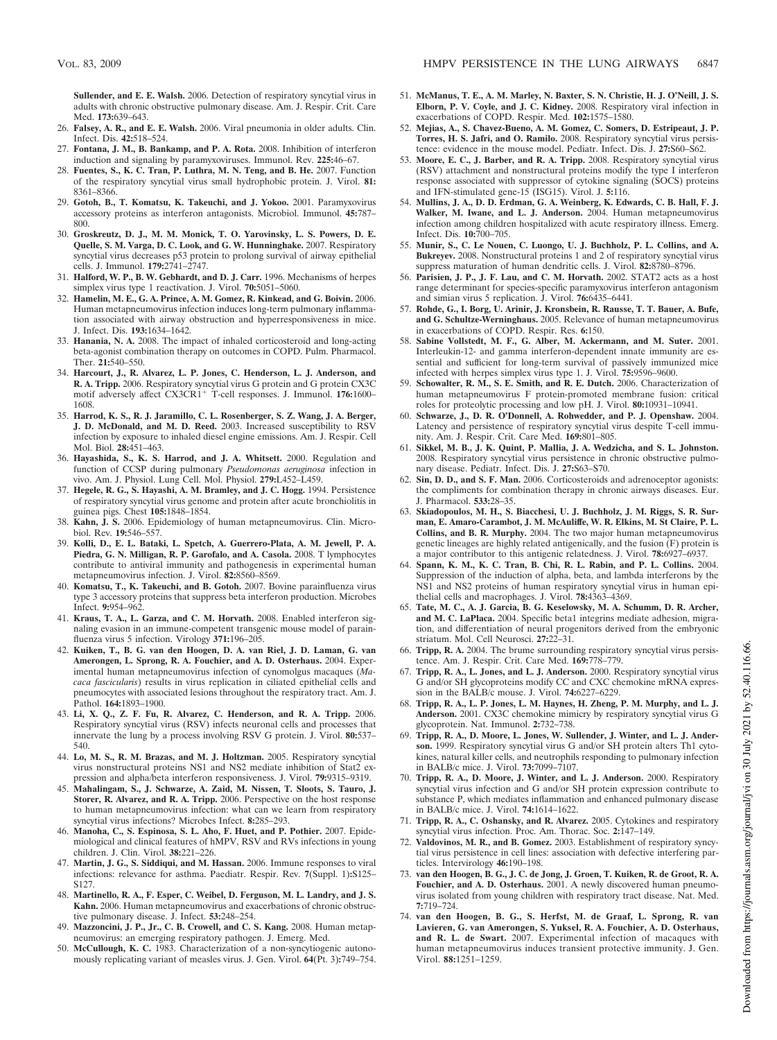Sullender, and E. E. Walsh. 2006. Detection of respiratory syncytial virus in adults with chronic obstructive pulmonary disease. Am. J. Respir. Crit. Care Med. **173:**639–643.

26. **Falsey, A. R., and E. E. Walsh.** 2006. Viral pneumonia in older adults. Clin. Infect. Dis. **42:**518–524.
27. **Fontana, J. M., B. Bankamp, and P. A. Rota.** 2008. Inhibition of interferon induction and signaling by paramyxoviruses. Immunol. Rev. **225:**46–67.
28. **Fuentes, S., K. C. Tran, P. Luthra, M. N. Teng, and B. He.** 2007. Function of the respiratory syncytial virus small hydrophobic protein. J. Virol. **81:** 8361–8366.
29. **Gotoh, B., T. Komatsu, K. Takeuchi, and J. Yokoo.** 2001. Paramyxovirus accessory proteins as interferon antagonists. Microbiol. Immunol. **45:**787–800.
30. **Groskreutz, D. J., M. M. Monick, T. O. Yarovinsky, L. S. Powers, D. E. Quelle, S. M. Varga, D. C. Look, and G. W. Hunninghake.** 2007. Respiratory syncytial virus decreases p53 protein to prolong survival of airway epithelial cells. J. Immunol. **179:**2741–2747.
31. **Halford, W. P., B. W. Gebhardt, and D. J. Carr.** 1996. Mechanisms of herpes simplex virus type 1 reactivation. J. Virol. **70:**5051–5060.
32. **Hamelin, M. E., G. A. Prince, A. M. Gomez, R. Kinkead, and G. Boivin.** 2006. Human metapneumovirus infection induces long-term pulmonary inflammation associated with airway obstruction and hyperresponsiveness in mice. J. Infect. Dis. **193:**1634–1642.
33. **Hanania, N. A.** 2008. The impact of inhaled corticosteroid and long-acting beta-agonist combination therapy on outcomes in COPD. Pulm. Pharmacol. Ther. **21:**540–550.
34. **Harcourt, J., R. Alvarez, L. P. Jones, C. Henderson, L. J. Anderson, and R. A. Tripp.** 2006. Respiratory syncytial virus G protein and G protein CX3C motif adversely affect CX3CR1$^{+}$ T-cell responses. J. Immunol. **176:**1600–1608.
35. **Harrod, K. S., R. J. Jaramillo, C. L. Rosenberger, S. Z. Wang, J. A. Berger, J. D. McDonald, and M. D. Reed.** 2003. Increased susceptibility to RSV infection by exposure to inhaled diesel engine emissions. Am. J. Respir. Cell Mol. Biol. **28:**451–463.
36. **Hayashida, S., K. S. Harrod, and J. A. Whitsett.** 2000. Regulation and function of CCSP during pulmonary *Pseudomonas aeruginosa* infection in vivo. Am. J. Physiol. Lung Cell. Mol. Physiol. **279:**L452–L459.
37. **Hegele, R. G., S. Hayashi, A. M. Bramley, and J. C. Hogg.** 1994. Persistence of respiratory syncytial virus genome and protein after acute bronchiolitis in guinea pigs. Chest **105:**1848–1854.
38. **Kahn, J. S.** 2006. Epidemiology of human metapneumovirus. Clin. Microbiol. Rev. **19:**546–557.
39. **Kolli, D., E. L. Bataki, L. Spetch, A. Guerrero-Plata, A. M. Jewell, P. A. Piedra, G. N. Milligan, R. P. Garofalo, and A. Casola.** 2008. T lymphocytes contribute to antiviral immunity and pathogenesis in experimental human metapneumovirus infection. J. Virol. **82:**8560–8569.
40. **Komatsu, T., K. Takeuchi, and B. Gotoh.** 2007. Bovine parainfluenza virus type 3 accessory proteins that suppress beta interferon production. Microbes Infect. **9:**954–962.
41. **Kraus, T. A., L. Garza, and C. M. Horvath.** 2008. Enabled interferon signaling evasion in an immune-competent transgenic mouse model of parainfluenza virus 5 infection. Virology **371:**196–205.
42. **Kuiken, T., B. G. van den Hoogen, D. A. van Riel, J. D. Laman, G. van Amerongen, L. Sprong, R. A. Fouchier, and A. D. Osterhaus.** 2004. Experimental human metapneumovirus infection of cynomolgus macaques (*Macaca fascicularis*) results in virus replication in ciliated epithelial cells and pneumocytes with associated lesions throughout the respiratory tract. Am. J. Pathol. **164:**1893–1900.
43. **Li, X. Q., Z. F. Fu, R. Alvarez, C. Henderson, and R. A. Tripp.** 2006. Respiratory syncytial virus (RSV) infects neuronal cells and processes that innervate the lung by a process involving RSV G protein. J. Virol. **80:**537–540.
44. **Lo, M. S., R. M. Brazas, and M. J. Holtzman.** 2005. Respiratory syncytial virus nonstructural proteins NS1 and NS2 mediate inhibition of Stat2 expression and alpha/beta interferon responsiveness. J. Virol. **79:**9315–9319.
45. **Mahalingam, S., J. Schwarze, A. Zaid, M. Nissen, T. Sloots, S. Tauro, J. Storer, R. Alvarez, and R. A. Tripp.** 2006. Perspective on the host response to human metapneumovirus infection: what can we learn from respiratory syncytial virus infections? Microbes Infect. **8:**285–293.
46. **Manoha, C., S. Espinosa, S. L. Aho, F. Huet, and P. Pothier.** 2007. Epidemiological and clinical features of hMPV, RSV and RVs infections in young children. J. Clin. Virol. **38:**221–226.
47. **Martin, J. G., S. Siddiqui, and M. Hassan.** 2006. Immune responses to viral infections: relevance for asthma. Paediatr. Respir. Rev. **7**(Suppl. 1)**:**S125–S127.
48. **Martinello, R. A., F. Esper, C. Weibel, D. Ferguson, M. L. Landry, and J. S. Kahn.** 2006. Human metapneumovirus and exacerbations of chronic obstructive pulmonary disease. J. Infect. **53:**248–254.
49. **Mazzoncini, J. P., Jr., C. B. Crowell, and C. S. Kang.** 2008. Human metapneumovirus: an emerging respiratory pathogen. J. Emerg. Med.
50. **McCullough, K. C.** 1983. Characterization of a non-syncytiogenic autonomously replicating variant of measles virus. J. Gen. Virol. **64**(Pt. 3)**:**749–754.
51. **McManus, T. E., A. M. Marley, N. Baxter, S. N. Christie, H. J. O'Neill, J. S. Elborn, P. V. Coyle, and J. C. Kidney.** 2008. Respiratory viral infection in exacerbations of COPD. Respir. Med. **102:**1575–1580.
52. **Mejias, A., S. Chavez-Bueno, A. M. Gomez, C. Somers, D. Estripeaut, J. P. Torres, H. S. Jafri, and O. Ramilo.** 2008. Respiratory syncytial virus persistence: evidence in the mouse model. Pediatr. Infect. Dis. J. **27:**S60–S62.
53. **Moore, E. C., J. Barber, and R. A. Tripp.** 2008. Respiratory syncytial virus (RSV) attachment and nonstructural proteins modify the type I interferon response associated with suppressor of cytokine signaling (SOCS) proteins and IFN-stimulated gene-15 (ISG15). Virol. J. **5:**116.
54. **Mullins, J. A., D. D. Erdman, G. A. Weinberg, K. Edwards, C. B. Hall, F. J. Walker, M. Iwane, and L. J. Anderson.** 2004. Human metapneumovirus infection among children hospitalized with acute respiratory illness. Emerg. Infect. Dis. **10:**700–705.
55. **Munir, S., C. Le Nouen, C. Luongo, U. J. Buchholz, P. L. Collins, and A. Bukreyev.** 2008. Nonstructural proteins 1 and 2 of respiratory syncytial virus suppress maturation of human dendritic cells. J. Virol. **82:**8780–8796.
56. **Parisien, J. P., J. F. Lau, and C. M. Horvath.** 2002. STAT2 acts as a host range determinant for species-specific paramyxovirus interferon antagonism and simian virus 5 replication. J. Virol. **76:**6435–6441.
57. **Rohde, G., I. Borg, U. Arinir, J. Kronsbein, R. Rausse, T. T. Bauer, A. Bufe, and G. Schultze-Werninghaus.** 2005. Relevance of human metapneumovirus in exacerbations of COPD. Respir. Res. **6:**150.
58. **Sabine Vollstedt, M. F., G. Alber, M. Ackermann, and M. Suter.** 2001. Interleukin-12- and gamma interferon-dependent innate immunity are essential and sufficient for long-term survival of passively immunized mice infected with herpes simplex virus type 1. J. Virol. **75:**9596–9600.
59. **Schowalter, R. M., S. E. Smith, and R. E. Dutch.** 2006. Characterization of human metapneumovirus F protein-promoted membrane fusion: critical roles for proteolytic processing and low pH. J. Virol. **80:**10931–10941.
60. **Schwarze, J., D. R. O'Donnell, A. Rohwedder, and P. J. Openshaw.** 2004. Latency and persistence of respiratory syncytial virus despite T-cell immunity. Am. J. Respir. Crit. Care Med. **169:**801–805.
61. **Sikkel, M. B., J. K. Quint, P. Mallia, J. A. Wedzicha, and S. L. Johnston.** 2008. Respiratory syncytial virus persistence in chronic obstructive pulmonary disease. Pediatr. Infect. Dis. J. **27:**S63–S70.
62. **Sin, D. D., and S. F. Man.** 2006. Corticosteroids and adrenoceptor agonists: the compliments for combination therapy in chronic airways diseases. Eur. J. Pharmacol. **533:**28–35.
63. **Skiadopoulos, M. H., S. Biacchesi, U. J. Buchholz, J. M. Riggs, S. R. Surman, E. Amaro-Carambot, J. M. McAuliffe, W. R. Elkins, M. St Claire, P. L. Collins, and B. R. Murphy.** 2004. The two major human metapneumovirus genetic lineages are highly related antigenically, and the fusion (F) protein is a major contributor to this antigenic relatedness. J. Virol. **78:**6927–6937.
64. **Spann, K. M., K. C. Tran, B. Chi, R. L. Rabin, and P. L. Collins.** 2004. Suppression of the induction of alpha, beta, and lambda interferons by the NS1 and NS2 proteins of human respiratory syncytial virus in human epithelial cells and macrophages. J. Virol. **78:**4363–4369.
65. **Tate, M. C., A. J. Garcia, B. G. Keselowsky, M. A. Schumm, D. R. Archer, and M. C. LaPlaca.** 2004. Specific beta1 integrins mediate adhesion, migration, and differentiation of neural progenitors derived from the embryonic striatum. Mol. Cell Neurosci. **27:**22–31.
66. **Tripp, R. A.** 2004. The brume surrounding respiratory syncytial virus persistence. Am. J. Respir. Crit. Care Med. **169:**778–779.
67. **Tripp, R. A., L. Jones, and L. J. Anderson.** 2000. Respiratory syncytial virus G and/or SH glycoproteins modify CC and CXC chemokine mRNA expression in the BALB/c mouse. J. Virol. **74:**6227–6229.
68. **Tripp, R. A., L. P. Jones, L. M. Haynes, H. Zheng, P. M. Murphy, and L. J. Anderson.** 2001. CX3C chemokine mimicry by respiratory syncytial virus G glycoprotein. Nat. Immunol. **2:**732–738.
69. **Tripp, R. A., D. Moore, L. Jones, W. Sullender, J. Winter, and L. J. Anderson.** 1999. Respiratory syncytial virus G and/or SH protein alters Th1 cytokines, natural killer cells, and neutrophils responding to pulmonary infection in BALB/c mice. J. Virol. **73:**7099–7107.
70. **Tripp, R. A., D. Moore, J. Winter, and L. J. Anderson.** 2000. Respiratory syncytial virus infection and G and/or SH protein expression contribute to substance P, which mediates inflammation and enhanced pulmonary disease in BALB/c mice. J. Virol. **74:**1614–1622.
71. **Tripp, R. A., C. Oshansky, and R. Alvarez.** 2005. Cytokines and respiratory syncytial virus infection. Proc. Am. Thorac. Soc. **2:**147–149.
72. **Valdovinos, M. R., and B. Gomez.** 2003. Establishment of respiratory syncytial virus persistence in cell lines: association with defective interfering particles. Intervirology **46:**190–198.
73. **van den Hoogen, B. G., J. C. de Jong, J. Groen, T. Kuiken, R. de Groot, R. A. Fouchier, and A. D. Osterhaus.** 2001. A newly discovered human pneumovirus isolated from young children with respiratory tract disease. Nat. Med. **7:**719–724.
74. **van den Hoogen, B. G., S. Herfst, M. de Graaf, L. Sprong, R. van Lavieren, G. van Amerongen, S. Yuksel, R. A. Fouchier, A. D. Osterhaus, and R. L. de Swart.** 2007. Experimental infection of macaques with human metapneumovirus induces transient protective immunity. J. Gen. Virol. **88:**1251–1259.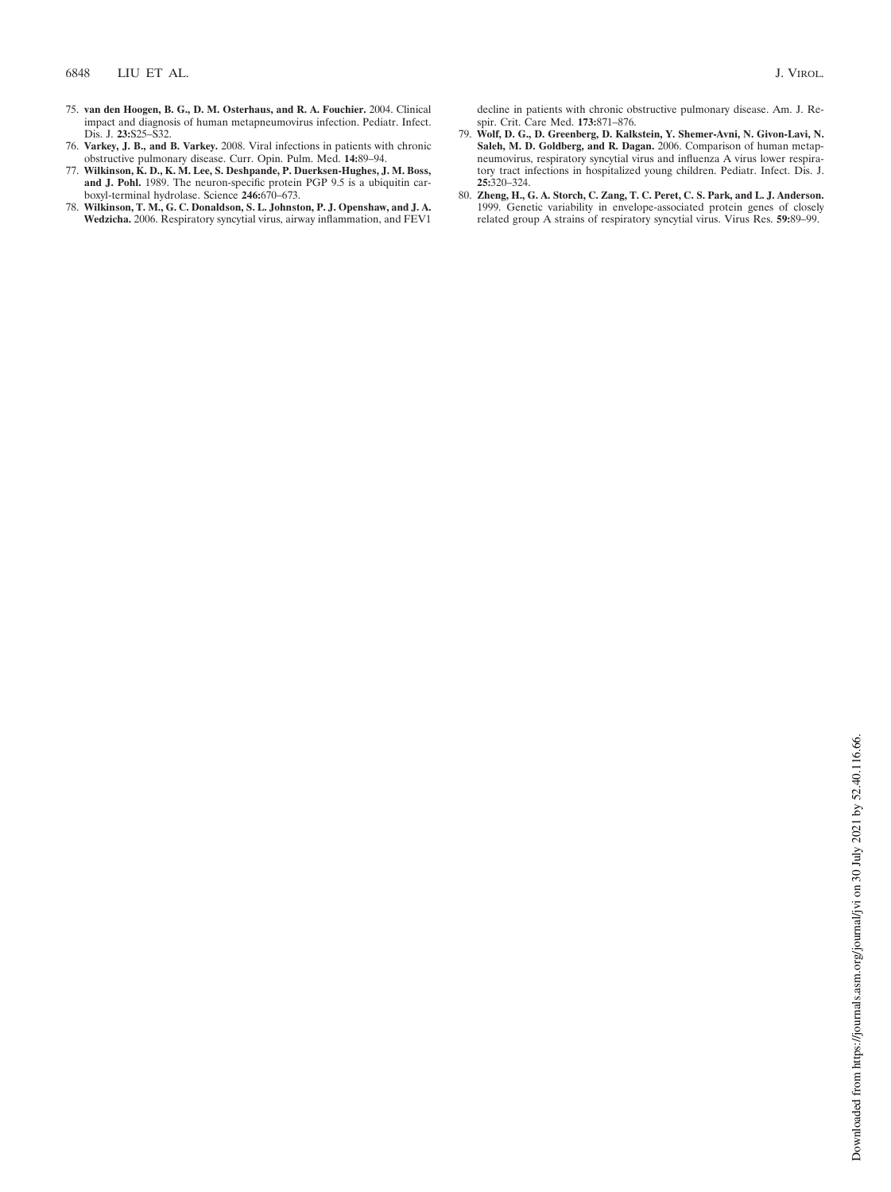75. **van den Hoogen, B. G., D. M. Osterhaus, and R. A. Fouchier.** 2004. Clinical impact and diagnosis of human metapneumovirus infection. Pediatr. Infect. Dis. J. **23:**S25–S32.
76. **Varkey, J. B., and B. Varkey.** 2008. Viral infections in patients with chronic obstructive pulmonary disease. Curr. Opin. Pulm. Med. **14:**89–94.
77. **Wilkinson, K. D., K. M. Lee, S. Deshpande, P. Duerksen-Hughes, J. M. Boss, and J. Pohl.** 1989. The neuron-specific protein PGP 9.5 is a ubiquitin carboxyl-terminal hydrolase. Science **246:**670–673.
78. **Wilkinson, T. M., G. C. Donaldson, S. L. Johnston, P. J. Openshaw, and J. A. Wedzicha.** 2006. Respiratory syncytial virus, airway inflammation, and FEV1 decline in patients with chronic obstructive pulmonary disease. Am. J. Respir. Crit. Care Med. **173:**871–876.
79. **Wolf, D. G., D. Greenberg, D. Kalkstein, Y. Shemer-Avni, N. Givon-Lavi, N. Saleh, M. D. Goldberg, and R. Dagan.** 2006. Comparison of human metapneumovirus, respiratory syncytial virus and influenza A virus lower respiratory tract infections in hospitalized young children. Pediatr. Infect. Dis. J. **25:**320–324.
80. **Zheng, H., G. A. Storch, C. Zang, T. C. Peret, C. S. Park, and L. J. Anderson.** 1999. Genetic variability in envelope-associated protein genes of closely related group A strains of respiratory syncytial virus. Virus Res. **59:**89–99.